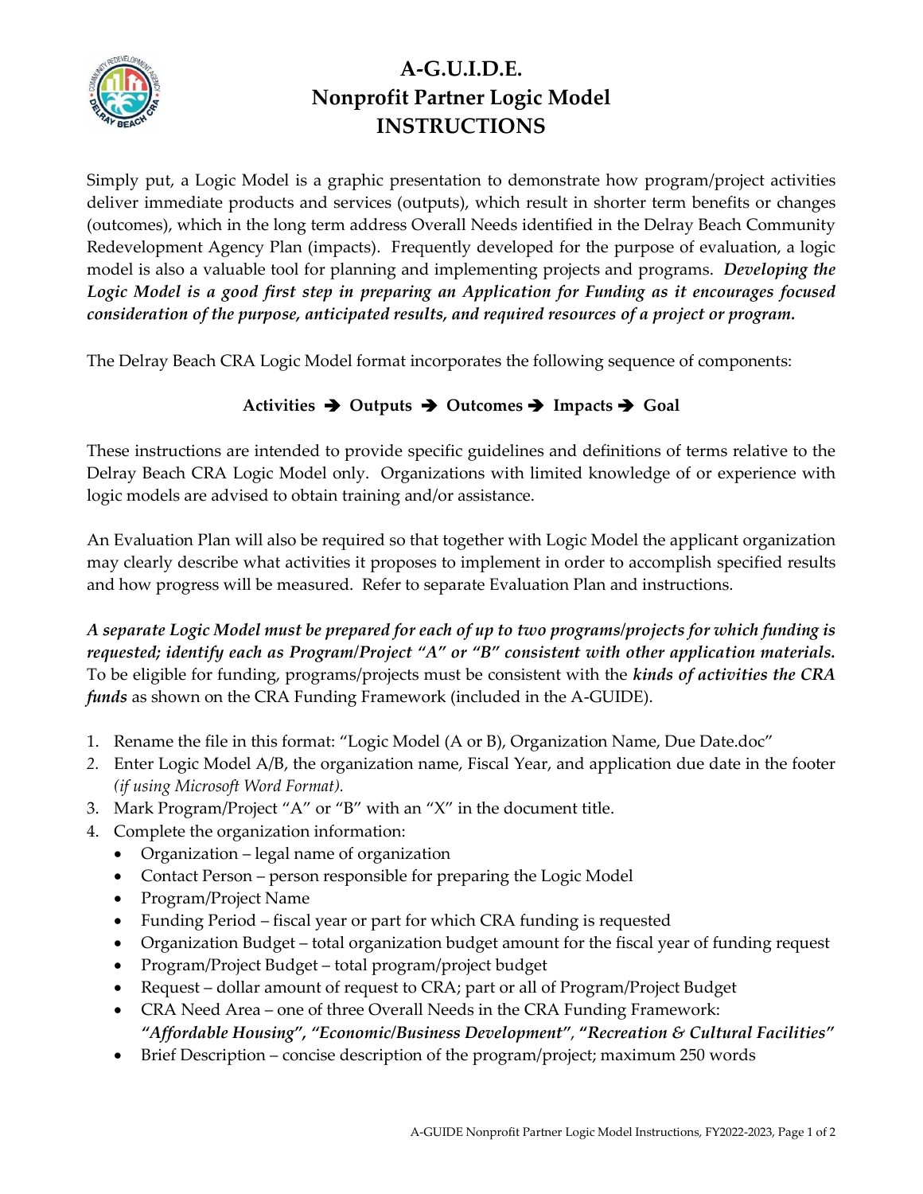# A-G.U.I.D.E.
# Nonprofit Partner Logic Model
# INSTRUCTIONS

Simply put, a Logic Model is a graphic presentation to demonstrate how program/project activities deliver immediate products and services (outputs), which result in shorter term benefits or changes (outcomes), which in the long term address Overall Needs identified in the Delray Beach Community Redevelopment Agency Plan (impacts). Frequently developed for the purpose of evaluation, a logic model is also a valuable tool for planning and implementing projects and programs. ***Developing the Logic Model is a good first step in preparing an Application for Funding as it encourages focused consideration of the purpose, anticipated results, and required resources of a project or program.***

The Delray Beach CRA Logic Model format incorporates the following sequence of components:

**Activities ➔ Outputs ➔ Outcomes ➔ Impacts ➔ Goal**

These instructions are intended to provide specific guidelines and definitions of terms relative to the Delray Beach CRA Logic Model only. Organizations with limited knowledge of or experience with logic models are advised to obtain training and/or assistance.

An Evaluation Plan will also be required so that together with Logic Model the applicant organization may clearly describe what activities it proposes to implement in order to accomplish specified results and how progress will be measured. Refer to separate Evaluation Plan and instructions.

***A separate Logic Model must be prepared for each of up to two programs/projects for which funding is requested; identify each as Program/Project "A" or "B" consistent with other application materials.*** To be eligible for funding, programs/projects must be consistent with the ***kinds of activities the CRA funds*** as shown on the CRA Funding Framework (included in the A-GUIDE).

1. Rename the file in this format: "Logic Model (A or B), Organization Name, Due Date.doc"
2. Enter Logic Model A/B, the organization name, Fiscal Year, and application due date in the footer *(if using Microsoft Word Format).*
3. Mark Program/Project "A" or "B" with an "X" in the document title.
4. Complete the organization information:
   - Organization – legal name of organization
   - Contact Person – person responsible for preparing the Logic Model
   - Program/Project Name
   - Funding Period – fiscal year or part for which CRA funding is requested
   - Organization Budget – total organization budget amount for the fiscal year of funding request
   - Program/Project Budget – total program/project budget
   - Request – dollar amount of request to CRA; part or all of Program/Project Budget
   - CRA Need Area – one of three Overall Needs in the CRA Funding Framework: ***"Affordable Housing", "Economic/Business Development", "Recreation & Cultural Facilities"***
   - Brief Description – concise description of the program/project; maximum 250 words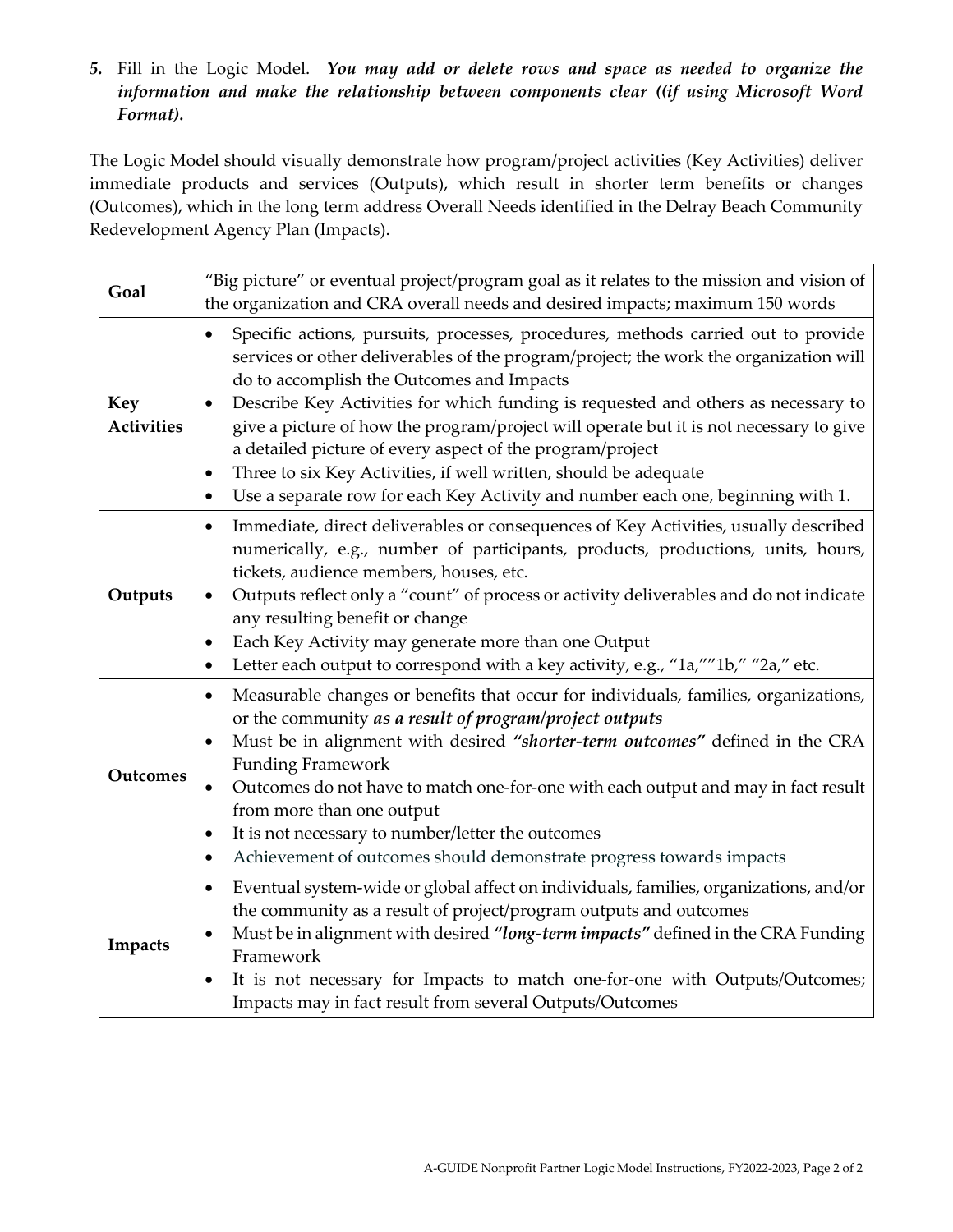*5.* Fill in the Logic Model. ***You may add or delete rows and space as needed to organize the information and make the relationship between components clear ((if using Microsoft Word Format).***

The Logic Model should visually demonstrate how program/project activities (Key Activities) deliver immediate products and services (Outputs), which result in shorter term benefits or changes (Outcomes), which in the long term address Overall Needs identified in the Delray Beach Community Redevelopment Agency Plan (Impacts).

| | |
|---|---|
| **Goal** | "Big picture" or eventual project/program goal as it relates to the mission and vision of the organization and CRA overall needs and desired impacts; maximum 150 words |
| **Key Activities** | • Specific actions, pursuits, processes, procedures, methods carried out to provide services or other deliverables of the program/project; the work the organization will do to accomplish the Outcomes and Impacts<br>• Describe Key Activities for which funding is requested and others as necessary to give a picture of how the program/project will operate but it is not necessary to give a detailed picture of every aspect of the program/project<br>• Three to six Key Activities, if well written, should be adequate<br>• Use a separate row for each Key Activity and number each one, beginning with 1. |
| **Outputs** | • Immediate, direct deliverables or consequences of Key Activities, usually described numerically, e.g., number of participants, products, productions, units, hours, tickets, audience members, houses, etc.<br>• Outputs reflect only a "count" of process or activity deliverables and do not indicate any resulting benefit or change<br>• Each Key Activity may generate more than one Output<br>• Letter each output to correspond with a key activity, e.g., "1a,""1b," "2a," etc. |
| **Outcomes** | • Measurable changes or benefits that occur for individuals, families, organizations, or the community ***as a result of program/project outputs***<br>• Must be in alignment with desired ***"shorter-term outcomes"*** defined in the CRA Funding Framework<br>• Outcomes do not have to match one-for-one with each output and may in fact result from more than one output<br>• It is not necessary to number/letter the outcomes<br>• Achievement of outcomes should demonstrate progress towards impacts |
| **Impacts** | • Eventual system-wide or global affect on individuals, families, organizations, and/or the community as a result of project/program outputs and outcomes<br>• Must be in alignment with desired ***"long-term impacts"*** defined in the CRA Funding Framework<br>• It is not necessary for Impacts to match one-for-one with Outputs/Outcomes; Impacts may in fact result from several Outputs/Outcomes |